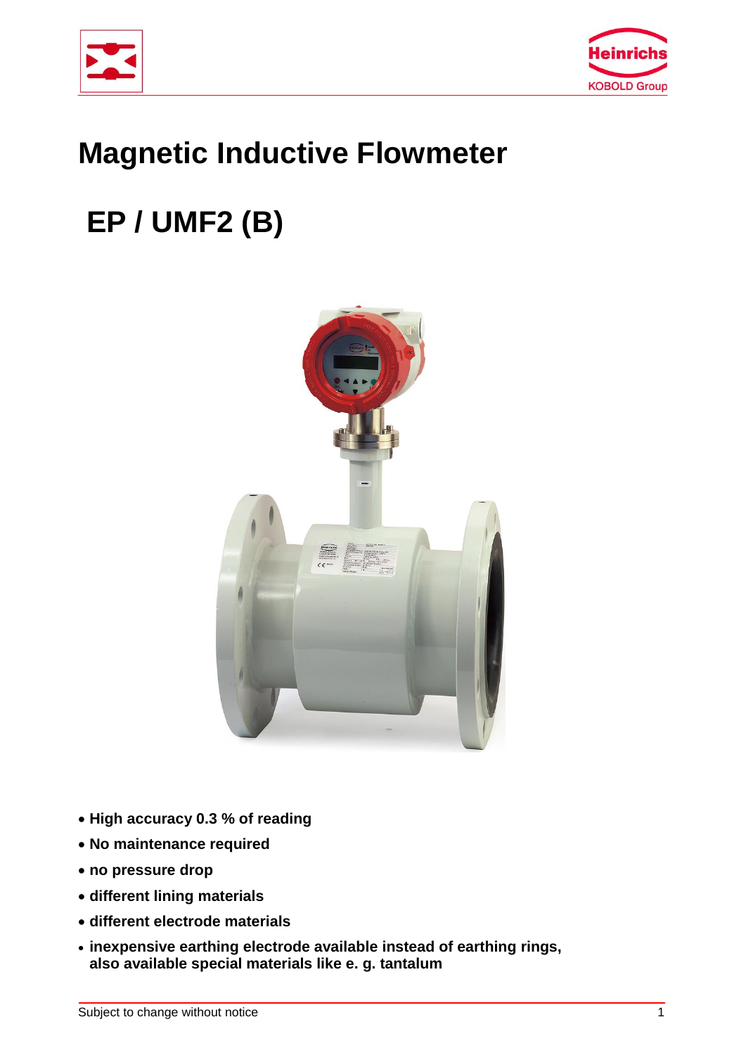# Magnetic Inductive Flowmeter

# EP / UMF2 (B)

- High accuracy 0.3 % of reading
- No maintenance required
- no pressure drop
- different lining materials
- different electrode materials
- inexpensive earthing electrode available instead of earthing rings, also available special materials like e. g. tantalum

Subject to change without notice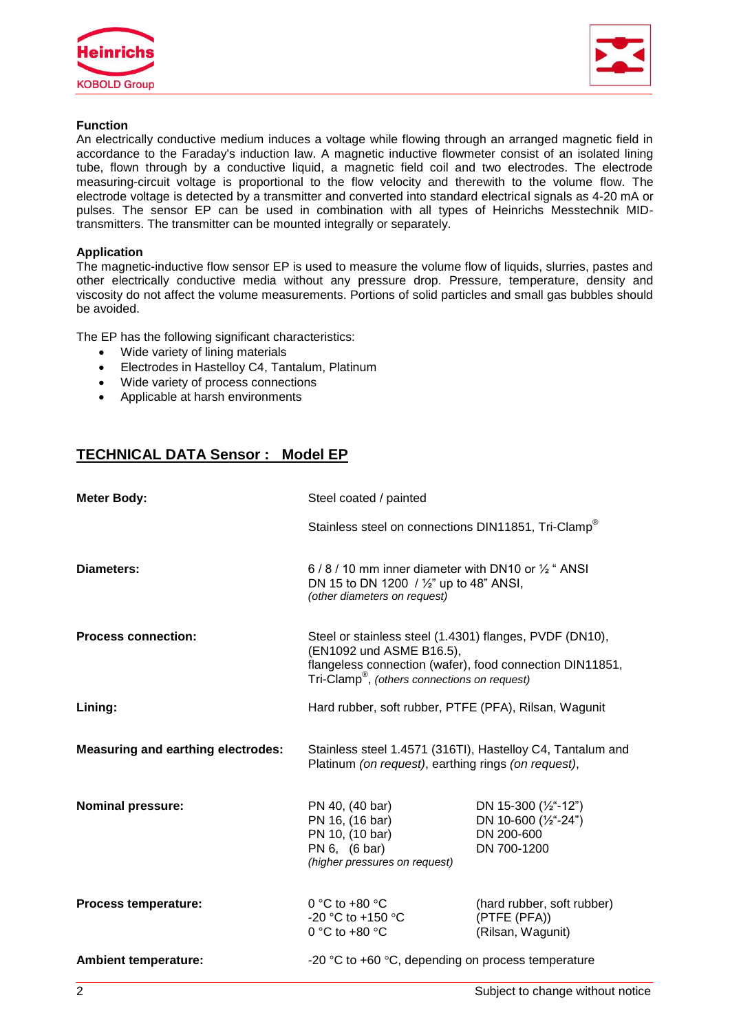**Function**

An electrically conductive medium induces a voltage while flowing through an arranged magnetic field in accordance to the Faraday's induction law. A magnetic inductive flowmeter consist of an isolated lining tube, flown through by a conductive liquid, a magnetic field coil and two electrodes. The electrode measuring-circuit voltage is proportional to the flow velocity and therewith to the volume flow. The electrode voltage is detected by a transmitter and converted into standard electrical signals as 4-20 mA or pulses. The sensor EP can be used in combination with all types of Heinrichs Messtechnik MID-transmitters. The transmitter can be mounted integrally or separately.

**Application**

The magnetic-inductive flow sensor EP is used to measure the volume flow of liquids, slurries, pastes and other electrically conductive media without any pressure drop. Pressure, temperature, density and viscosity do not affect the volume measurements. Portions of solid particles and small gas bubbles should be avoided.

The EP has the following significant characteristics:

- Wide variety of lining materials
- Electrodes in Hastelloy C4, Tantalum, Platinum
- Wide variety of process connections
- Applicable at harsh environments

## TECHNICAL DATA Sensor : Model EP

| | | |
|---|---|---|
| **Meter Body:** | Steel coated / painted<br>Stainless steel on connections DIN11851, Tri-Clamp® | |
| **Diameters:** | 6 / 8 / 10 mm inner diameter with DN10 or ½ " ANSI<br>DN 15 to DN 1200 / ½" up to 48" ANSI,<br>*(other diameters on request)* | |
| **Process connection:** | Steel or stainless steel (1.4301) flanges, PVDF (DN10), (EN1092 und ASME B16.5),<br>flangeless connection (wafer), food connection DIN11851, Tri-Clamp®, *(others connections on request)* | |
| **Lining:** | Hard rubber, soft rubber, PTFE (PFA), Rilsan, Wagunit | |
| **Measuring and earthing electrodes:** | Stainless steel 1.4571 (316TI), Hastelloy C4, Tantalum and Platinum *(on request)*, earthing rings *(on request)*, | |
| **Nominal pressure:** | PN 40, (40 bar)<br>PN 16, (16 bar)<br>PN 10, (10 bar)<br>PN 6, (6 bar)<br>*(higher pressures on request)* | DN 15-300 (½"-12")<br>DN 10-600 (½"-24")<br>DN 200-600<br>DN 700-1200 |
| **Process temperature:** | 0 °C to +80 °C<br>-20 °C to +150 °C<br>0 °C to +80 °C | (hard rubber, soft rubber)<br>(PTFE (PFA))<br>(Rilsan, Wagunit) |
| **Ambient temperature:** | -20 °C to +60 °C, depending on process temperature | |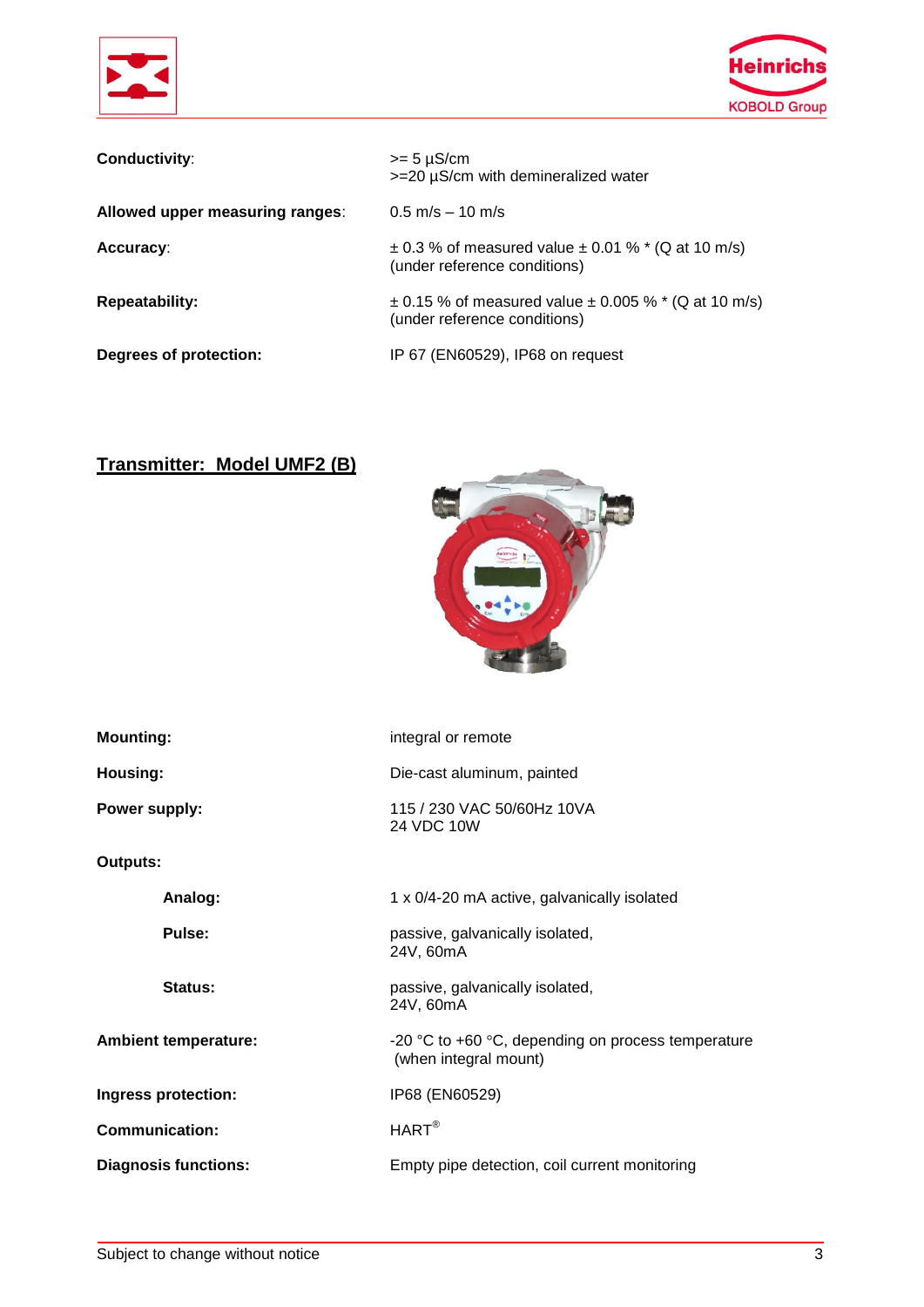| | |
|---|---|
| **Conductivity**: | >= 5 µS/cm<br>>=20 µS/cm with demineralized water |
| **Allowed upper measuring ranges**: | 0.5 m/s – 10 m/s |
| **Accuracy**: | ± 0.3 % of measured value ± 0.01 % * (Q at 10 m/s)<br>(under reference conditions) |
| **Repeatability:** | ± 0.15 % of measured value ± 0.005 % * (Q at 10 m/s)<br>(under reference conditions) |
| **Degrees of protection:** | IP 67 (EN60529), IP68 on request |

## Transmitter: Model UMF2 (B)

| | |
|---|---|
| **Mounting:** | integral or remote |
| **Housing:** | Die-cast aluminum, painted |
| **Power supply:** | 115 / 230 VAC 50/60Hz 10VA<br>24 VDC 10W |
| **Outputs:** | |
| **Analog:** | 1 x 0/4-20 mA active, galvanically isolated |
| **Pulse:** | passive, galvanically isolated,<br>24V, 60mA |
| **Status:** | passive, galvanically isolated,<br>24V, 60mA |
| **Ambient temperature:** | -20 °C to +60 °C, depending on process temperature<br>(when integral mount) |
| **Ingress protection:** | IP68 (EN60529) |
| **Communication:** | HART® |
| **Diagnosis functions:** | Empty pipe detection, coil current monitoring |

Subject to change without notice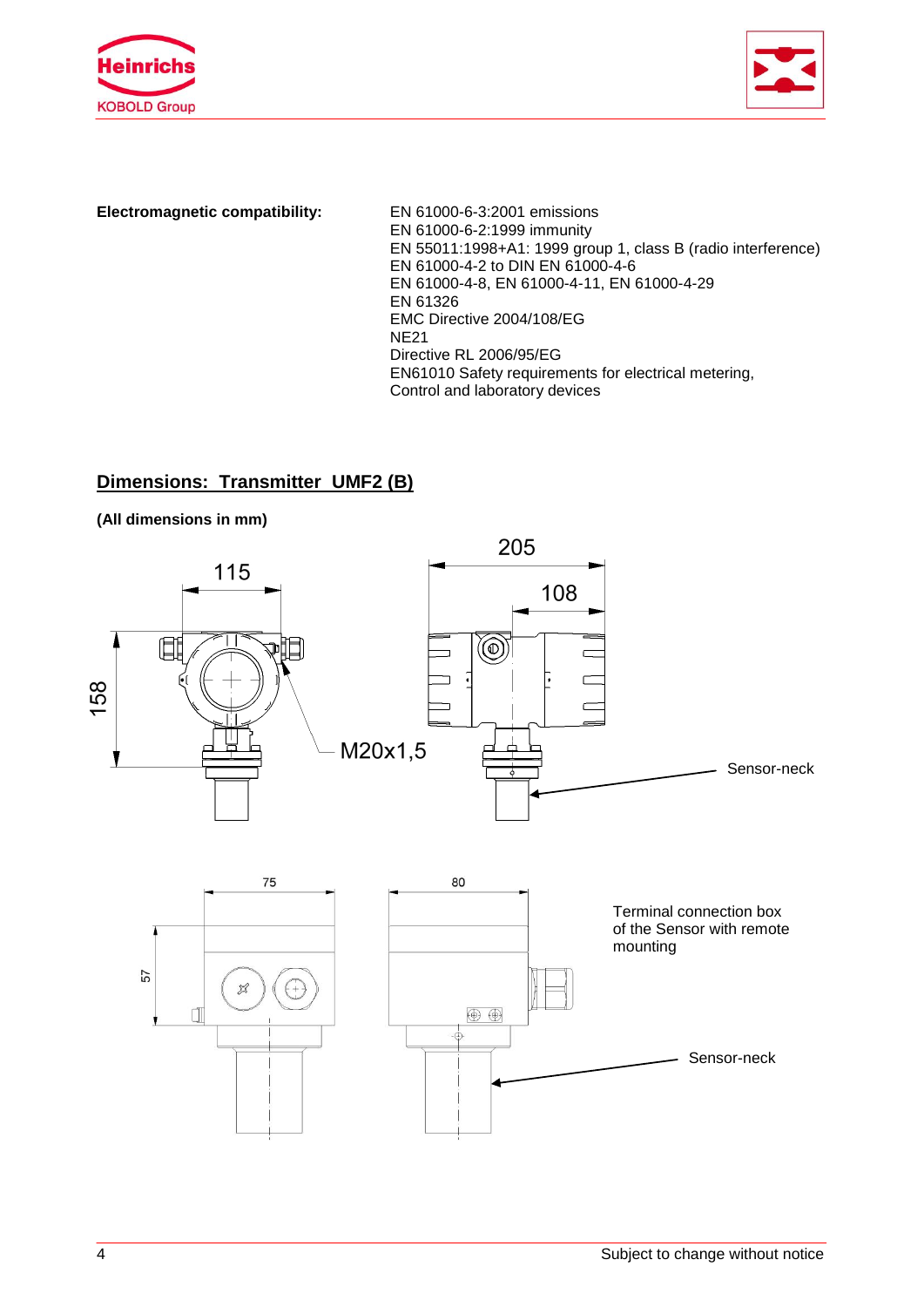**Electromagnetic compatibility:**

EN 61000-6-3:2001 emissions
EN 61000-6-2:1999 immunity
EN 55011:1998+A1: 1999 group 1, class B (radio interference)
EN 61000-4-2 to DIN EN 61000-4-6
EN 61000-4-8, EN 61000-4-11, EN 61000-4-29
EN 61326
EMC Directive 2004/108/EG
NE21
Directive RL 2006/95/EG
EN61010 Safety requirements for electrical metering,
Control and laboratory devices

## Dimensions: Transmitter UMF2 (B)

**(All dimensions in mm)**

115

205

108

158

M20x1,5

Sensor-neck

75

80

57

Terminal connection box of the Sensor with remote mounting

Sensor-neck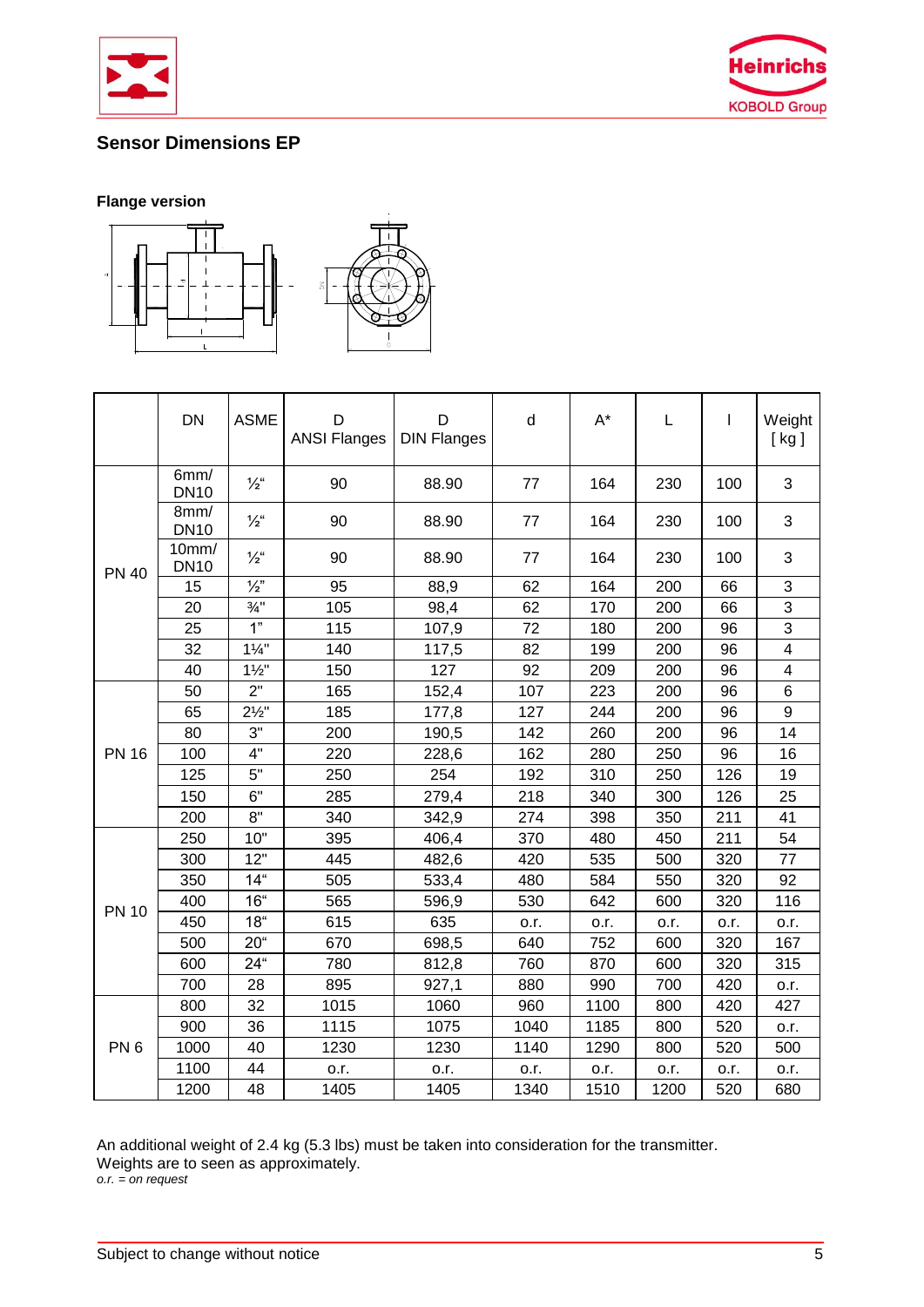## Sensor Dimensions EP

**Flange version**

| | DN | ASME | D ANSI Flanges | D DIN Flanges | d | A* | L | l | Weight [ kg ] |
|---|---|---|---|---|---|---|---|---|---|
| PN 40 | 6mm/ DN10 | ½" | 90 | 88.90 | 77 | 164 | 230 | 100 | 3 |
| | 8mm/ DN10 | ½" | 90 | 88.90 | 77 | 164 | 230 | 100 | 3 |
| | 10mm/ DN10 | ½" | 90 | 88.90 | 77 | 164 | 230 | 100 | 3 |
| | 15 | ½" | 95 | 88,9 | 62 | 164 | 200 | 66 | 3 |
| | 20 | ¾" | 105 | 98,4 | 62 | 170 | 200 | 66 | 3 |
| | 25 | 1" | 115 | 107,9 | 72 | 180 | 200 | 96 | 3 |
| | 32 | 1¼" | 140 | 117,5 | 82 | 199 | 200 | 96 | 4 |
| | 40 | 1½" | 150 | 127 | 92 | 209 | 200 | 96 | 4 |
| PN 16 | 50 | 2" | 165 | 152,4 | 107 | 223 | 200 | 96 | 6 |
| | 65 | 2½" | 185 | 177,8 | 127 | 244 | 200 | 96 | 9 |
| | 80 | 3" | 200 | 190,5 | 142 | 260 | 200 | 96 | 14 |
| | 100 | 4" | 220 | 228,6 | 162 | 280 | 250 | 96 | 16 |
| | 125 | 5" | 250 | 254 | 192 | 310 | 250 | 126 | 19 |
| | 150 | 6" | 285 | 279,4 | 218 | 340 | 300 | 126 | 25 |
| | 200 | 8" | 340 | 342,9 | 274 | 398 | 350 | 211 | 41 |
| PN 10 | 250 | 10" | 395 | 406,4 | 370 | 480 | 450 | 211 | 54 |
| | 300 | 12" | 445 | 482,6 | 420 | 535 | 500 | 320 | 77 |
| | 350 | 14" | 505 | 533,4 | 480 | 584 | 550 | 320 | 92 |
| | 400 | 16" | 565 | 596,9 | 530 | 642 | 600 | 320 | 116 |
| | 450 | 18" | 615 | 635 | o.r. | o.r. | o.r. | o.r. | o.r. |
| | 500 | 20" | 670 | 698,5 | 640 | 752 | 600 | 320 | 167 |
| | 600 | 24" | 780 | 812,8 | 760 | 870 | 600 | 320 | 315 |
| | 700 | 28 | 895 | 927,1 | 880 | 990 | 700 | 420 | o.r. |
| PN 6 | 800 | 32 | 1015 | 1060 | 960 | 1100 | 800 | 420 | 427 |
| | 900 | 36 | 1115 | 1075 | 1040 | 1185 | 800 | 520 | o.r. |
| | 1000 | 40 | 1230 | 1230 | 1140 | 1290 | 800 | 520 | 500 |
| | 1100 | 44 | o.r. | o.r. | o.r. | o.r. | o.r. | o.r. | o.r. |
| | 1200 | 48 | 1405 | 1405 | 1340 | 1510 | 1200 | 520 | 680 |

An additional weight of 2.4 kg (5.3 lbs) must be taken into consideration for the transmitter.
Weights are to seen as approximately.
*o.r. = on request*

Subject to change without notice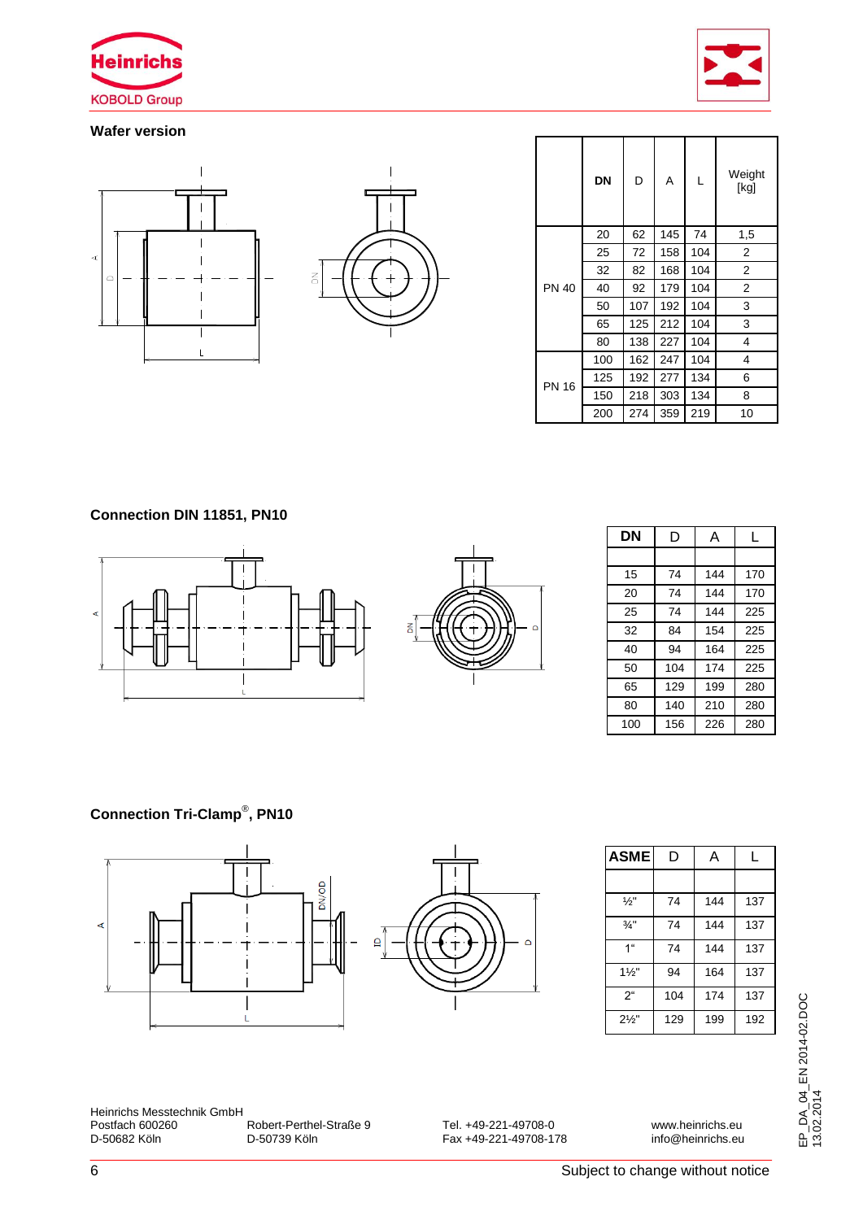## Wafer version

| | DN | D | A | L | Weight [kg] |
|---|---|---|---|---|---|
| PN 40 | 20 | 62 | 145 | 74 | 1,5 |
| | 25 | 72 | 158 | 104 | 2 |
| | 32 | 82 | 168 | 104 | 2 |
| | 40 | 92 | 179 | 104 | 2 |
| | 50 | 107 | 192 | 104 | 3 |
| | 65 | 125 | 212 | 104 | 3 |
| | 80 | 138 | 227 | 104 | 4 |
| PN 16 | 100 | 162 | 247 | 104 | 4 |
| | 125 | 192 | 277 | 134 | 6 |
| | 150 | 218 | 303 | 134 | 8 |
| | 200 | 274 | 359 | 219 | 10 |

## Connection DIN 11851, PN10

| DN | D | A | L |
|---|---|---|---|
| 15 | 74 | 144 | 170 |
| 20 | 74 | 144 | 170 |
| 25 | 74 | 144 | 225 |
| 32 | 84 | 154 | 225 |
| 40 | 94 | 164 | 225 |
| 50 | 104 | 174 | 225 |
| 65 | 129 | 199 | 280 |
| 80 | 140 | 210 | 280 |
| 100 | 156 | 226 | 280 |

## Connection Tri-Clamp®, PN10

| ASME | D | A | L |
|---|---|---|---|
| ½" | 74 | 144 | 137 |
| ¾" | 74 | 144 | 137 |
| 1" | 74 | 144 | 137 |
| 1½" | 94 | 164 | 137 |
| 2" | 104 | 174 | 137 |
| 2½" | 129 | 199 | 192 |

Heinrichs Messtechnik GmbH
Postfach 600260
D-50682 Köln

Robert-Perthel-Straße 9
D-50739 Köln

Tel. +49-221-49708-0
Fax +49-221-49708-178

www.heinrichs.eu
info@heinrichs.eu

EP_DA_04_EN 2014-02.DOC
13.02.2014

Subject to change without notice